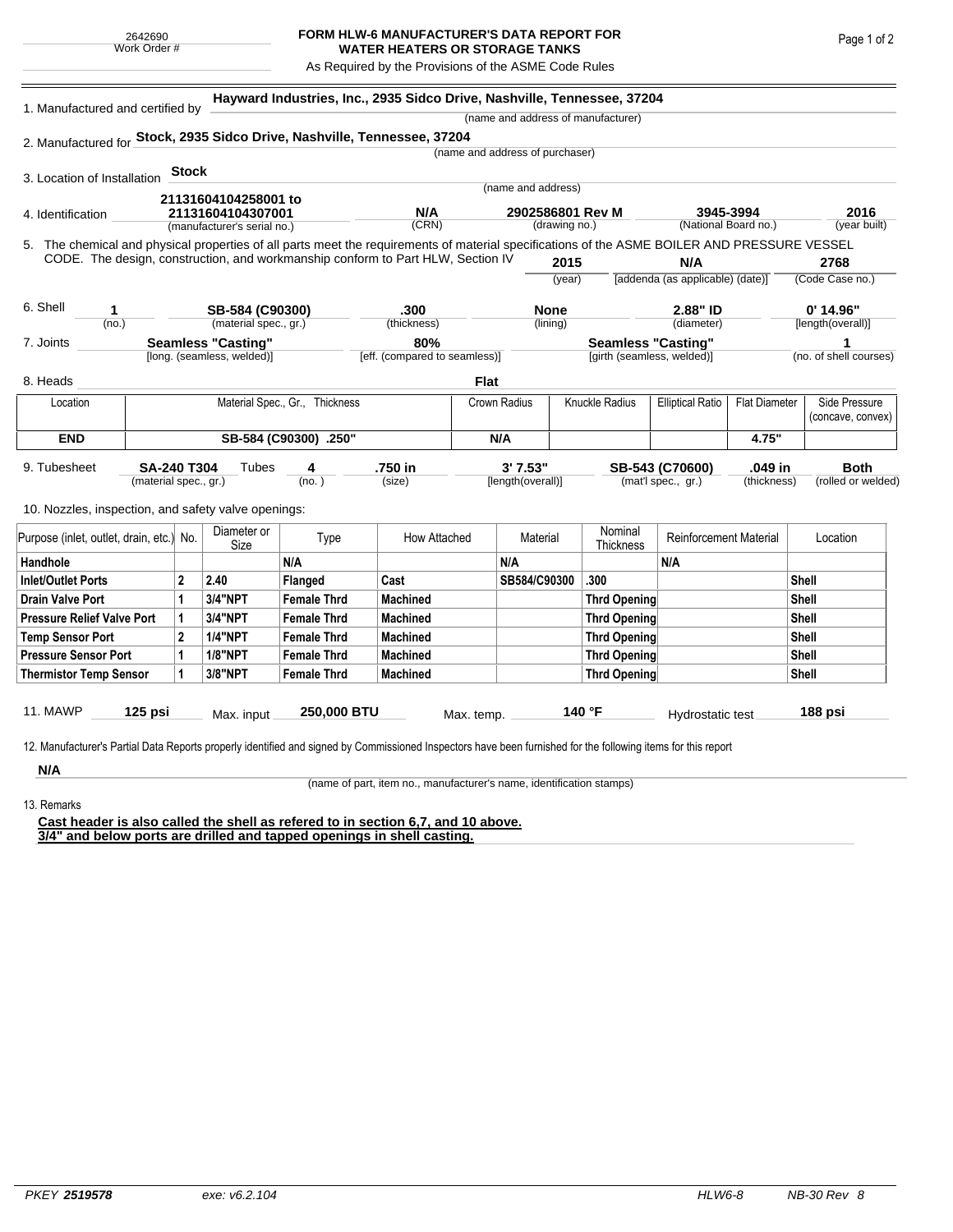2642690
Work Order #

# FORM HLW-6 MANUFACTURER'S DATA REPORT FOR WATER HEATERS OR STORAGE TANKS

As Required by the Provisions of the ASME Code Rules

1. Manufactured and certified by **Hayward Industries, Inc., 2935 Sidco Drive, Nashville, Tennessee, 37204**
(name and address of manufacturer)

2. Manufactured for **Stock, 2935 Sidco Drive, Nashville, Tennessee, 37204**
(name and address of purchaser)

3. Location of Installation **Stock**
(name and address)

4. Identification **21131604104258001 to 21131604104307001** (manufacturer's serial no.) **N/A** (CRN) **2902586801 Rev M** (drawing no.) **3945-3994** (National Board no.) **2016** (year built)

5. The chemical and physical properties of all parts meet the requirements of material specifications of the ASME BOILER AND PRESSURE VESSEL CODE. The design, construction, and workmanship conform to Part HLW, Section IV **2015** (year) **N/A** [addenda (as applicable) (date)] **2768** (Code Case no.)

6. Shell **1** (no.) **SB-584 (C90300)** (material spec., gr.) **.300** (thickness) **None** (lining) **2.88" ID** (diameter) **0' 14.96"** [length(overall)]

7. Joints **Seamless "Casting"** [long. (seamless, welded)] **80%** [eff. (compared to seamless)] **Seamless "Casting"** [girth (seamless, welded)] **1** (no. of shell courses)

8. Heads **Flat**

| Location | Material Spec., Gr., Thickness | Crown Radius | Knuckle Radius | Elliptical Ratio | Flat Diameter | Side Pressure (concave, convex) |
|---|---|---|---|---|---|---|
| **END** | **SB-584 (C90300) .250"** | **N/A** | | | **4.75"** | |

9. Tubesheet **SA-240 T304** (material spec., gr.) Tubes **4** (no.) **.750 in** (size) **3' 7.53"** [length(overall)] **SB-543 (C70600)** (mat'l spec., gr.) **.049 in** (thickness) **Both** (rolled or welded)

10. Nozzles, inspection, and safety valve openings:

| Purpose (inlet, outlet, drain, etc.) | No. | Diameter or Size | Type | How Attached | Material | Nominal Thickness | Reinforcement Material | Location |
|---|---|---|---|---|---|---|---|---|
| **Handhole** | | | **N/A** | | **N/A** | | **N/A** | |
| **Inlet/Outlet Ports** | **2** | **2.40** | **Flanged** | **Cast** | **SB584/C90300** | **.300** | | **Shell** |
| **Drain Valve Port** | **1** | **3/4"NPT** | **Female Thrd** | **Machined** | | **Thrd Opening** | | **Shell** |
| **Pressure Relief Valve Port** | **1** | **3/4"NPT** | **Female Thrd** | **Machined** | | **Thrd Opening** | | **Shell** |
| **Temp Sensor Port** | **2** | **1/4"NPT** | **Female Thrd** | **Machined** | | **Thrd Opening** | | **Shell** |
| **Pressure Sensor Port** | **1** | **1/8"NPT** | **Female Thrd** | **Machined** | | **Thrd Opening** | | **Shell** |
| **Thermistor Temp Sensor** | **1** | **3/8"NPT** | **Female Thrd** | **Machined** | | **Thrd Opening** | | **Shell** |

11. MAWP **125 psi** Max. input **250,000 BTU** Max. temp. **140 °F** Hydrostatic test **188 psi**

12. Manufacturer's Partial Data Reports properly identified and signed by Commissioned Inspectors have been furnished for the following items for this report

**N/A**
(name of part, item no., manufacturer's name, identification stamps)

13. Remarks

**Cast header is also called the shell as refered to in section 6,7, and 10 above.**
**3/4" and below ports are drilled and tapped openings in shell casting.**

PKEY **2519578** exe: v6.2.104 HLW6-8 NB-30 Rev 8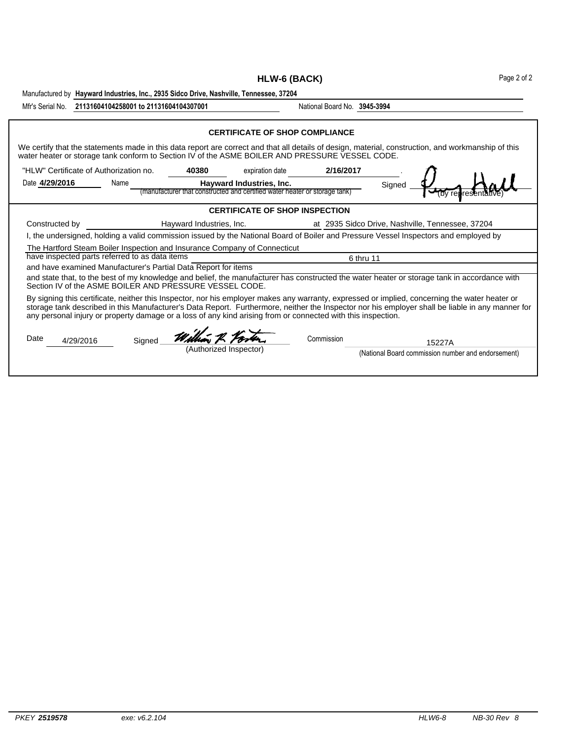# HLW-6 (BACK)

Manufactured by **Hayward Industries, Inc., 2935 Sidco Drive, Nashville, Tennessee, 37204**

Mfr's Serial No. **21131604104258001 to 21131604104307001** National Board No. **3945-3994**

## CERTIFICATE OF SHOP COMPLIANCE

We certify that the statements made in this data report are correct and that all details of design, material, construction, and workmanship of this water heater or storage tank conform to Section IV of the ASME BOILER AND PRESSURE VESSEL CODE.

"HLW" Certificate of Authorization no. **40380** expiration date **2/16/2017**.

Date **4/29/2016** Name **Hayward Industries, Inc.** (manufacturer that constructed and certified water heater or storage tank) Signed (by representative)

## CERTIFICATE OF SHOP INSPECTION

Constructed by Hayward Industries, Inc. at 2935 Sidco Drive, Nashville, Tennessee, 37204

I, the undersigned, holding a valid commission issued by the National Board of Boiler and Pressure Vessel Inspectors and employed by The Hartford Steam Boiler Inspection and Insurance Company of Connecticut

have inspected parts referred to as data items 6 thru 11

and have examined Manufacturer's Partial Data Report for items

and state that, to the best of my knowledge and belief, the manufacturer has constructed the water heater or storage tank in accordance with Section IV of the ASME BOILER AND PRESSURE VESSEL CODE.

By signing this certificate, neither this Inspector, nor his employer makes any warranty, expressed or implied, concerning the water heater or storage tank described in this Manufacturer's Data Report. Furthermore, neither the Inspector nor his employer shall be liable in any manner for any personal injury or property damage or a loss of any kind arising from or connected with this inspection.

Date 4/29/2016 Signed (Authorized Inspector) Commission 15227A (National Board commission number and endorsement)

PKEY **2519578** exe: v6.2.104 HLW6-8 NB-30 Rev 8